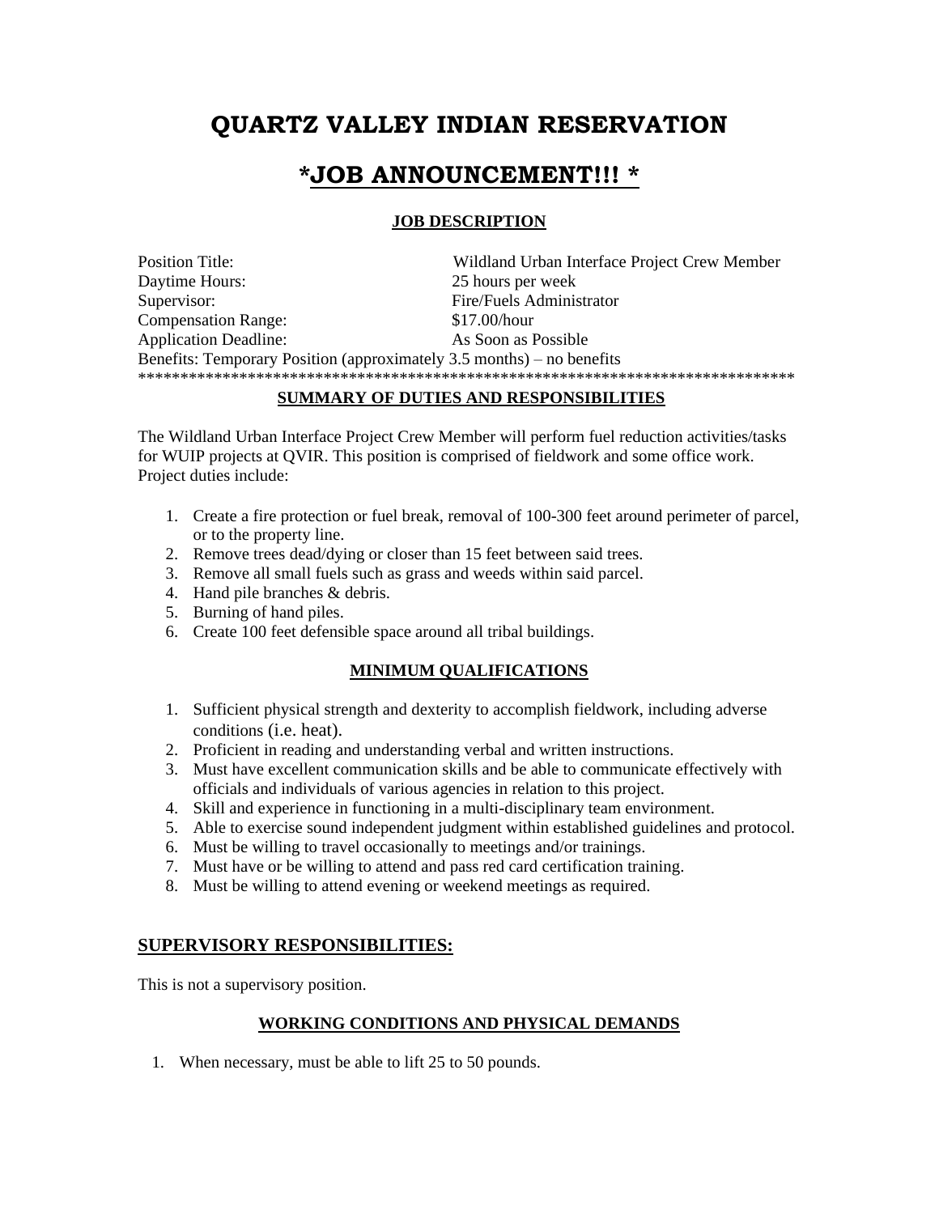# QUARTZ VALLEY INDIAN RESERVATION

## *JOB ANNOUNCEMENT!!! *

### JOB DESCRIPTION

| | |
|---|---|
| Position Title: | Wildland Urban Interface Project Crew Member |
| Daytime Hours: | 25 hours per week |
| Supervisor: | Fire/Fuels Administrator |
| Compensation Range: | $17.00/hour |
| Application Deadline: | As Soon as Possible |

Benefits: Temporary Position (approximately 3.5 months) – no benefits

********************************************************************************

### SUMMARY OF DUTIES AND RESPONSIBILITIES

The Wildland Urban Interface Project Crew Member will perform fuel reduction activities/tasks for WUIP projects at QVIR. This position is comprised of fieldwork and some office work. Project duties include:

1. Create a fire protection or fuel break, removal of 100-300 feet around perimeter of parcel, or to the property line.
2. Remove trees dead/dying or closer than 15 feet between said trees.
3. Remove all small fuels such as grass and weeds within said parcel.
4. Hand pile branches & debris.
5. Burning of hand piles.
6. Create 100 feet defensible space around all tribal buildings.

### MINIMUM QUALIFICATIONS

1. Sufficient physical strength and dexterity to accomplish fieldwork, including adverse conditions (i.e. heat).
2. Proficient in reading and understanding verbal and written instructions.
3. Must have excellent communication skills and be able to communicate effectively with officials and individuals of various agencies in relation to this project.
4. Skill and experience in functioning in a multi-disciplinary team environment.
5. Able to exercise sound independent judgment within established guidelines and protocol.
6. Must be willing to travel occasionally to meetings and/or trainings.
7. Must have or be willing to attend and pass red card certification training.
8. Must be willing to attend evening or weekend meetings as required.

### SUPERVISORY RESPONSIBILITIES:

This is not a supervisory position.

### WORKING CONDITIONS AND PHYSICAL DEMANDS

1. When necessary, must be able to lift 25 to 50 pounds.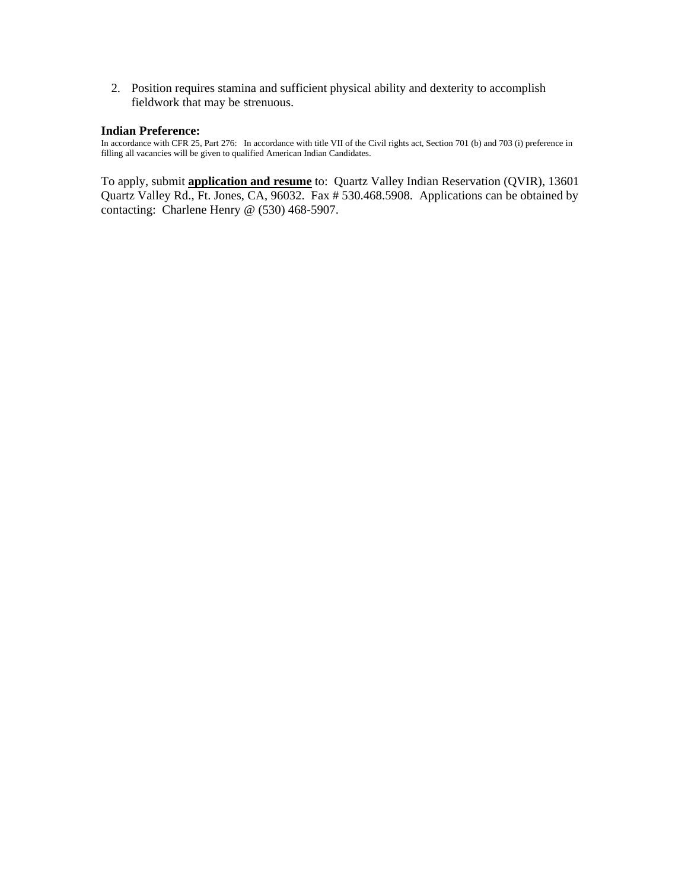2. Position requires stamina and sufficient physical ability and dexterity to accomplish fieldwork that may be strenuous.

**Indian Preference:**

In accordance with CFR 25, Part 276: In accordance with title VII of the Civil rights act, Section 701 (b) and 703 (i) preference in filling all vacancies will be given to qualified American Indian Candidates.

To apply, submit **application and resume** to: Quartz Valley Indian Reservation (QVIR), 13601 Quartz Valley Rd., Ft. Jones, CA, 96032. Fax # 530.468.5908. Applications can be obtained by contacting: Charlene Henry @ (530) 468-5907.